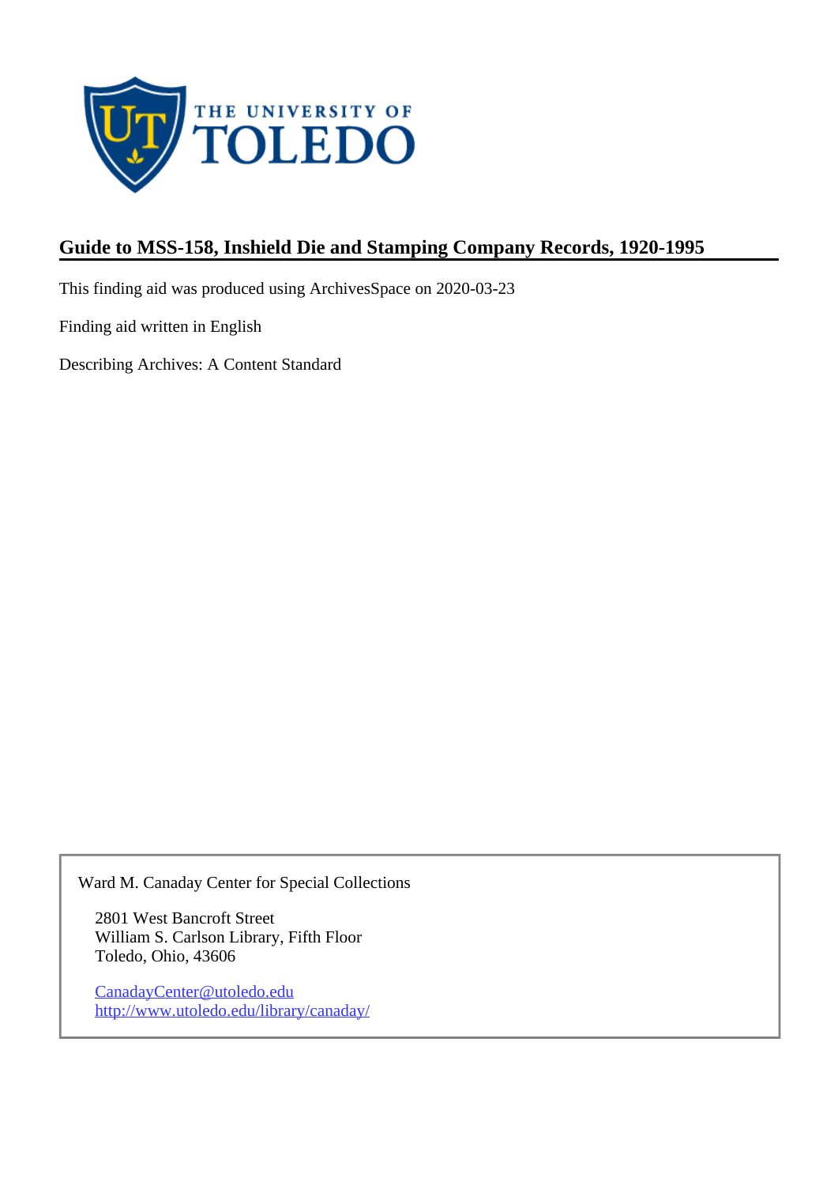THE UNIVERSITY OF TOLEDO

# Guide to MSS-158, Inshield Die and Stamping Company Records, 1920-1995

This finding aid was produced using ArchivesSpace on 2020-03-23

Finding aid written in English

Describing Archives: A Content Standard

Ward M. Canaday Center for Special Collections

2801 West Bancroft Street
William S. Carlson Library, Fifth Floor
Toledo, Ohio, 43606

CanadayCenter@utoledo.edu
http://www.utoledo.edu/library/canaday/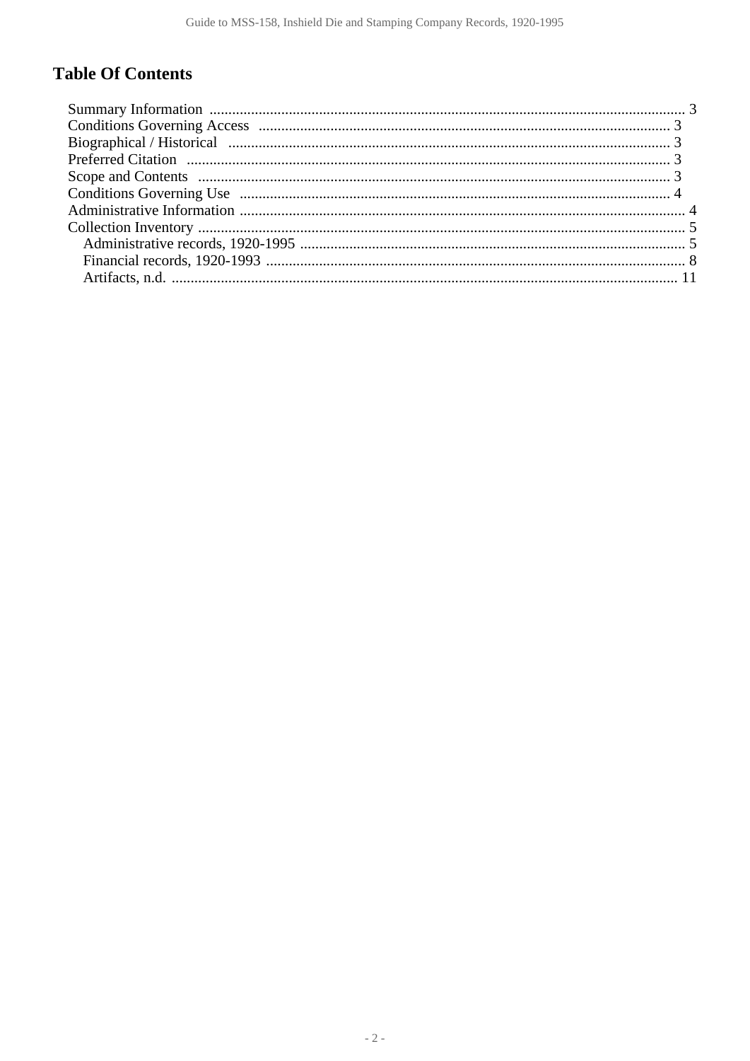# Table Of Contents

- Summary Information ........................................................................................................................ 3
- Conditions Governing Access ............................................................................................................ 3
- Biographical / Historical .................................................................................................................... 3
- Preferred Citation .............................................................................................................................. 3
- Scope and Contents .......................................................................................................................... 3
- Conditions Governing Use ................................................................................................................. 4
- Administrative Information ................................................................................................................. 4
- Collection Inventory .......................................................................................................................... 5
  - Administrative records, 1920-1995 ................................................................................................. 5
  - Financial records, 1920-1993 .......................................................................................................... 8
  - Artifacts, n.d. ................................................................................................................................. 11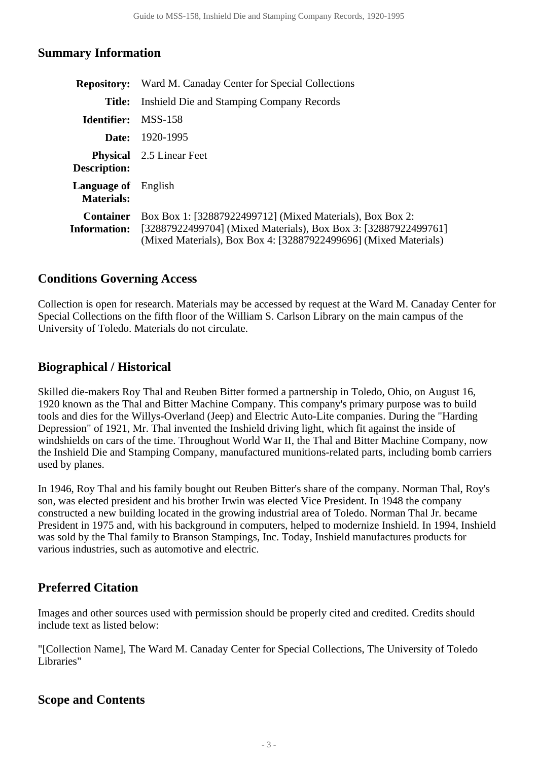## Summary Information

| | |
|---|---|
| **Repository:** | Ward M. Canaday Center for Special Collections |
| **Title:** | Inshield Die and Stamping Company Records |
| **Identifier:** | MSS-158 |
| **Date:** | 1920-1995 |
| **Physical Description:** | 2.5 Linear Feet |
| **Language of Materials:** | English |
| **Container Information:** | Box Box 1: [32887922499712] (Mixed Materials), Box Box 2: [32887922499704] (Mixed Materials), Box Box 3: [32887922499761] (Mixed Materials), Box Box 4: [32887922499696] (Mixed Materials) |

## Conditions Governing Access

Collection is open for research. Materials may be accessed by request at the Ward M. Canaday Center for Special Collections on the fifth floor of the William S. Carlson Library on the main campus of the University of Toledo. Materials do not circulate.

## Biographical / Historical

Skilled die-makers Roy Thal and Reuben Bitter formed a partnership in Toledo, Ohio, on August 16, 1920 known as the Thal and Bitter Machine Company. This company's primary purpose was to build tools and dies for the Willys-Overland (Jeep) and Electric Auto-Lite companies. During the "Harding Depression" of 1921, Mr. Thal invented the Inshield driving light, which fit against the inside of windshields on cars of the time. Throughout World War II, the Thal and Bitter Machine Company, now the Inshield Die and Stamping Company, manufactured munitions-related parts, including bomb carriers used by planes.

In 1946, Roy Thal and his family bought out Reuben Bitter's share of the company. Norman Thal, Roy's son, was elected president and his brother Irwin was elected Vice President. In 1948 the company constructed a new building located in the growing industrial area of Toledo. Norman Thal Jr. became President in 1975 and, with his background in computers, helped to modernize Inshield. In 1994, Inshield was sold by the Thal family to Branson Stampings, Inc. Today, Inshield manufactures products for various industries, such as automotive and electric.

## Preferred Citation

Images and other sources used with permission should be properly cited and credited. Credits should include text as listed below:

"[Collection Name], The Ward M. Canaday Center for Special Collections, The University of Toledo Libraries"

## Scope and Contents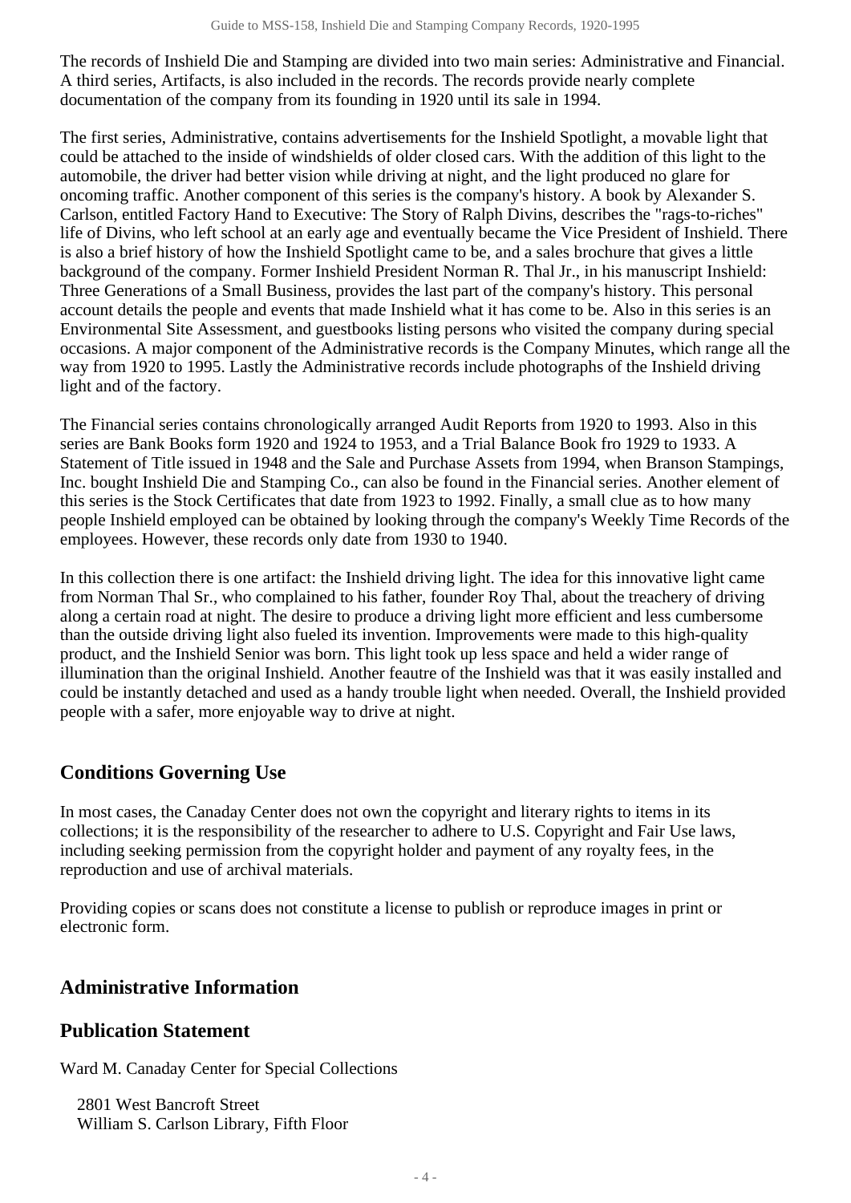The records of Inshield Die and Stamping are divided into two main series: Administrative and Financial. A third series, Artifacts, is also included in the records. The records provide nearly complete documentation of the company from its founding in 1920 until its sale in 1994.

The first series, Administrative, contains advertisements for the Inshield Spotlight, a movable light that could be attached to the inside of windshields of older closed cars. With the addition of this light to the automobile, the driver had better vision while driving at night, and the light produced no glare for oncoming traffic. Another component of this series is the company's history. A book by Alexander S. Carlson, entitled Factory Hand to Executive: The Story of Ralph Divins, describes the "rags-to-riches" life of Divins, who left school at an early age and eventually became the Vice President of Inshield. There is also a brief history of how the Inshield Spotlight came to be, and a sales brochure that gives a little background of the company. Former Inshield President Norman R. Thal Jr., in his manuscript Inshield: Three Generations of a Small Business, provides the last part of the company's history. This personal account details the people and events that made Inshield what it has come to be. Also in this series is an Environmental Site Assessment, and guestbooks listing persons who visited the company during special occasions. A major component of the Administrative records is the Company Minutes, which range all the way from 1920 to 1995. Lastly the Administrative records include photographs of the Inshield driving light and of the factory.

The Financial series contains chronologically arranged Audit Reports from 1920 to 1993. Also in this series are Bank Books form 1920 and 1924 to 1953, and a Trial Balance Book fro 1929 to 1933. A Statement of Title issued in 1948 and the Sale and Purchase Assets from 1994, when Branson Stampings, Inc. bought Inshield Die and Stamping Co., can also be found in the Financial series. Another element of this series is the Stock Certificates that date from 1923 to 1992. Finally, a small clue as to how many people Inshield employed can be obtained by looking through the company's Weekly Time Records of the employees. However, these records only date from 1930 to 1940.

In this collection there is one artifact: the Inshield driving light. The idea for this innovative light came from Norman Thal Sr., who complained to his father, founder Roy Thal, about the treachery of driving along a certain road at night. The desire to produce a driving light more efficient and less cumbersome than the outside driving light also fueled its invention. Improvements were made to this high-quality product, and the Inshield Senior was born. This light took up less space and held a wider range of illumination than the original Inshield. Another feautre of the Inshield was that it was easily installed and could be instantly detached and used as a handy trouble light when needed. Overall, the Inshield provided people with a safer, more enjoyable way to drive at night.

## Conditions Governing Use

In most cases, the Canaday Center does not own the copyright and literary rights to items in its collections; it is the responsibility of the researcher to adhere to U.S. Copyright and Fair Use laws, including seeking permission from the copyright holder and payment of any royalty fees, in the reproduction and use of archival materials.

Providing copies or scans does not constitute a license to publish or reproduce images in print or electronic form.

## Administrative Information

## Publication Statement

Ward M. Canaday Center for Special Collections

2801 West Bancroft Street
William S. Carlson Library, Fifth Floor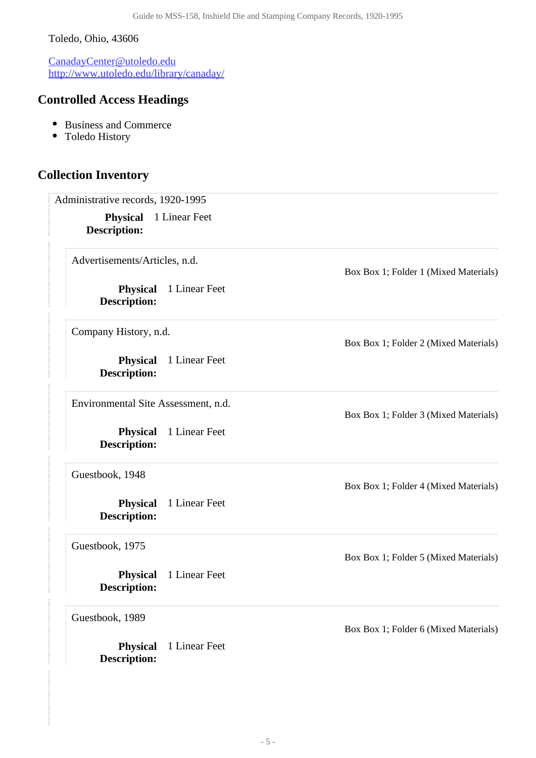Toledo, Ohio, 43606

CanadayCenter@utoledo.edu
http://www.utoledo.edu/library/canaday/

## Controlled Access Headings

- Business and Commerce
- Toledo History

## Collection Inventory

Administrative records, 1920-1995

**Physical Description:** 1 Linear Feet

Advertisements/Articles, n.d.

Box Box 1; Folder 1 (Mixed Materials)

**Physical Description:** 1 Linear Feet

Company History, n.d.

Box Box 1; Folder 2 (Mixed Materials)

**Physical Description:** 1 Linear Feet

Environmental Site Assessment, n.d.

Box Box 1; Folder 3 (Mixed Materials)

**Physical Description:** 1 Linear Feet

Guestbook, 1948

Box Box 1; Folder 4 (Mixed Materials)

**Physical Description:** 1 Linear Feet

Guestbook, 1975

Box Box 1; Folder 5 (Mixed Materials)

**Physical Description:** 1 Linear Feet

Guestbook, 1989

Box Box 1; Folder 6 (Mixed Materials)

**Physical Description:** 1 Linear Feet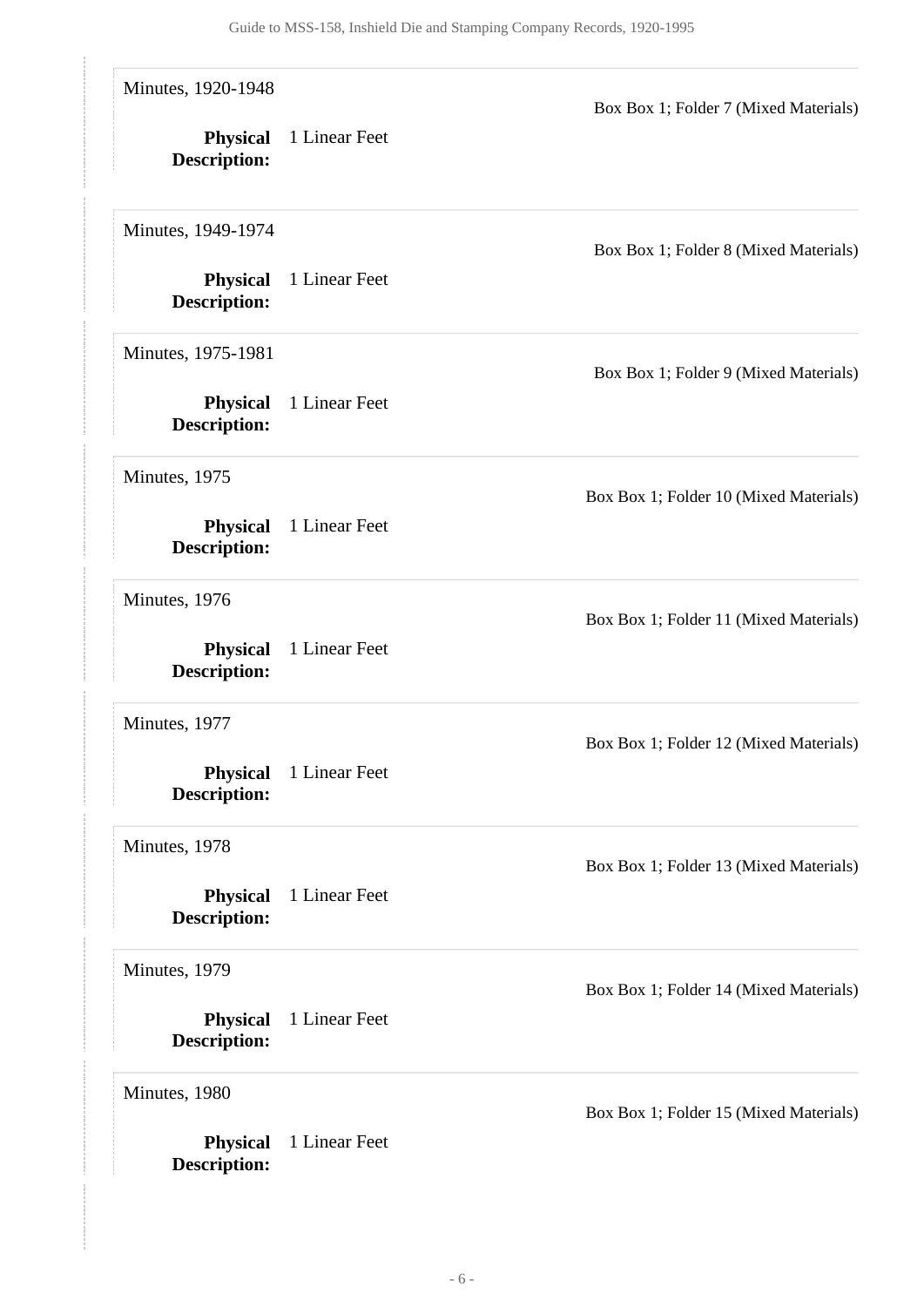Minutes, 1920-1948

Box Box 1; Folder 7 (Mixed Materials)

**Physical Description:** 1 Linear Feet

Minutes, 1949-1974

Box Box 1; Folder 8 (Mixed Materials)

**Physical Description:** 1 Linear Feet

Minutes, 1975-1981

Box Box 1; Folder 9 (Mixed Materials)

**Physical Description:** 1 Linear Feet

Minutes, 1975

Box Box 1; Folder 10 (Mixed Materials)

**Physical Description:** 1 Linear Feet

Minutes, 1976

Box Box 1; Folder 11 (Mixed Materials)

**Physical Description:** 1 Linear Feet

Minutes, 1977

Box Box 1; Folder 12 (Mixed Materials)

**Physical Description:** 1 Linear Feet

Minutes, 1978

Box Box 1; Folder 13 (Mixed Materials)

**Physical Description:** 1 Linear Feet

Minutes, 1979

Box Box 1; Folder 14 (Mixed Materials)

**Physical Description:** 1 Linear Feet

Minutes, 1980

Box Box 1; Folder 15 (Mixed Materials)

**Physical Description:** 1 Linear Feet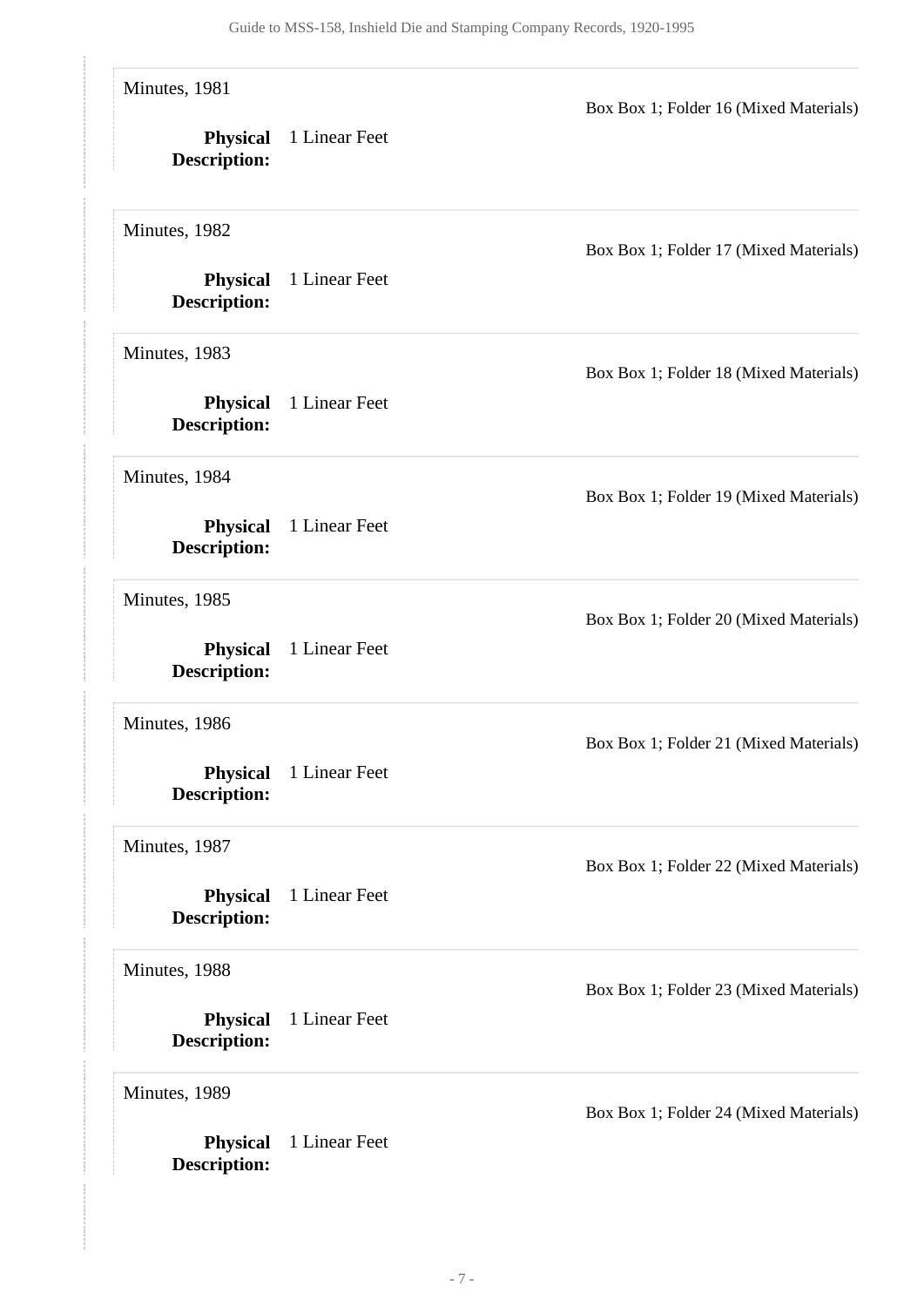Minutes, 1981

Box Box 1; Folder 16 (Mixed Materials)

**Physical Description:** 1 Linear Feet

Minutes, 1982

Box Box 1; Folder 17 (Mixed Materials)

**Physical Description:** 1 Linear Feet

Minutes, 1983

Box Box 1; Folder 18 (Mixed Materials)

**Physical Description:** 1 Linear Feet

Minutes, 1984

Box Box 1; Folder 19 (Mixed Materials)

**Physical Description:** 1 Linear Feet

Minutes, 1985

Box Box 1; Folder 20 (Mixed Materials)

**Physical Description:** 1 Linear Feet

Minutes, 1986

Box Box 1; Folder 21 (Mixed Materials)

**Physical Description:** 1 Linear Feet

Minutes, 1987

Box Box 1; Folder 22 (Mixed Materials)

**Physical Description:** 1 Linear Feet

Minutes, 1988

Box Box 1; Folder 23 (Mixed Materials)

**Physical Description:** 1 Linear Feet

Minutes, 1989

Box Box 1; Folder 24 (Mixed Materials)

**Physical Description:** 1 Linear Feet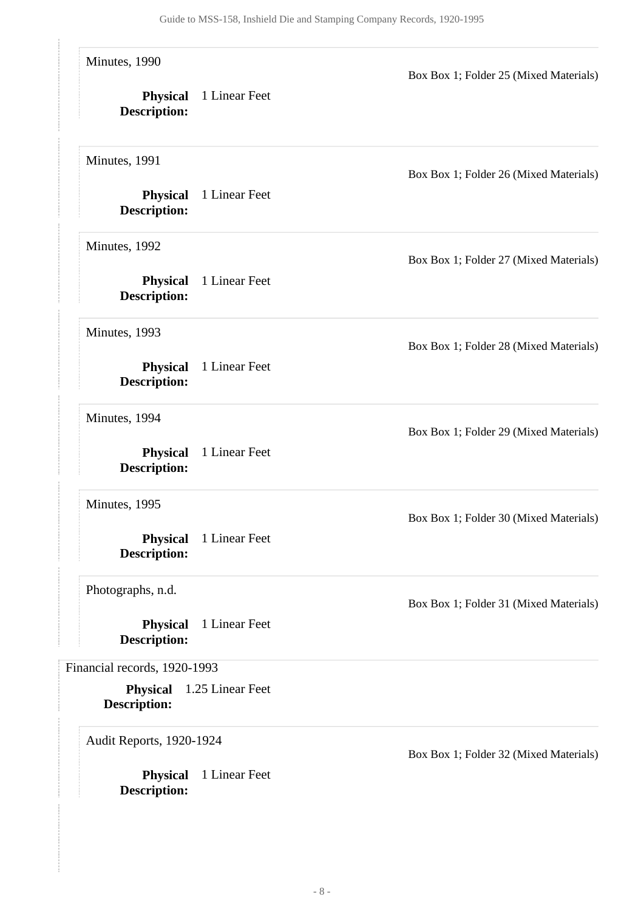Minutes, 1990

Box Box 1; Folder 25 (Mixed Materials)

**Physical Description:** 1 Linear Feet

Minutes, 1991

Box Box 1; Folder 26 (Mixed Materials)

**Physical Description:** 1 Linear Feet

Minutes, 1992

Box Box 1; Folder 27 (Mixed Materials)

**Physical Description:** 1 Linear Feet

Minutes, 1993

Box Box 1; Folder 28 (Mixed Materials)

**Physical Description:** 1 Linear Feet

Minutes, 1994

Box Box 1; Folder 29 (Mixed Materials)

**Physical Description:** 1 Linear Feet

Minutes, 1995

Box Box 1; Folder 30 (Mixed Materials)

**Physical Description:** 1 Linear Feet

Photographs, n.d.

Box Box 1; Folder 31 (Mixed Materials)

**Physical Description:** 1 Linear Feet

Financial records, 1920-1993

**Physical Description:** 1.25 Linear Feet

Audit Reports, 1920-1924

Box Box 1; Folder 32 (Mixed Materials)

**Physical Description:** 1 Linear Feet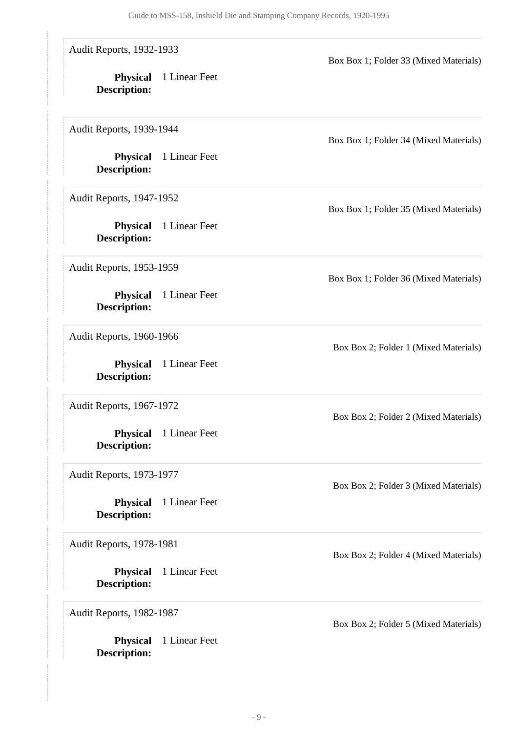Audit Reports, 1932-1933

Box Box 1; Folder 33 (Mixed Materials)

**Physical Description:** 1 Linear Feet

Audit Reports, 1939-1944

Box Box 1; Folder 34 (Mixed Materials)

**Physical Description:** 1 Linear Feet

Audit Reports, 1947-1952

Box Box 1; Folder 35 (Mixed Materials)

**Physical Description:** 1 Linear Feet

Audit Reports, 1953-1959

Box Box 1; Folder 36 (Mixed Materials)

**Physical Description:** 1 Linear Feet

Audit Reports, 1960-1966

Box Box 2; Folder 1 (Mixed Materials)

**Physical Description:** 1 Linear Feet

Audit Reports, 1967-1972

Box Box 2; Folder 2 (Mixed Materials)

**Physical Description:** 1 Linear Feet

Audit Reports, 1973-1977

Box Box 2; Folder 3 (Mixed Materials)

**Physical Description:** 1 Linear Feet

Audit Reports, 1978-1981

Box Box 2; Folder 4 (Mixed Materials)

**Physical Description:** 1 Linear Feet

Audit Reports, 1982-1987

Box Box 2; Folder 5 (Mixed Materials)

**Physical Description:** 1 Linear Feet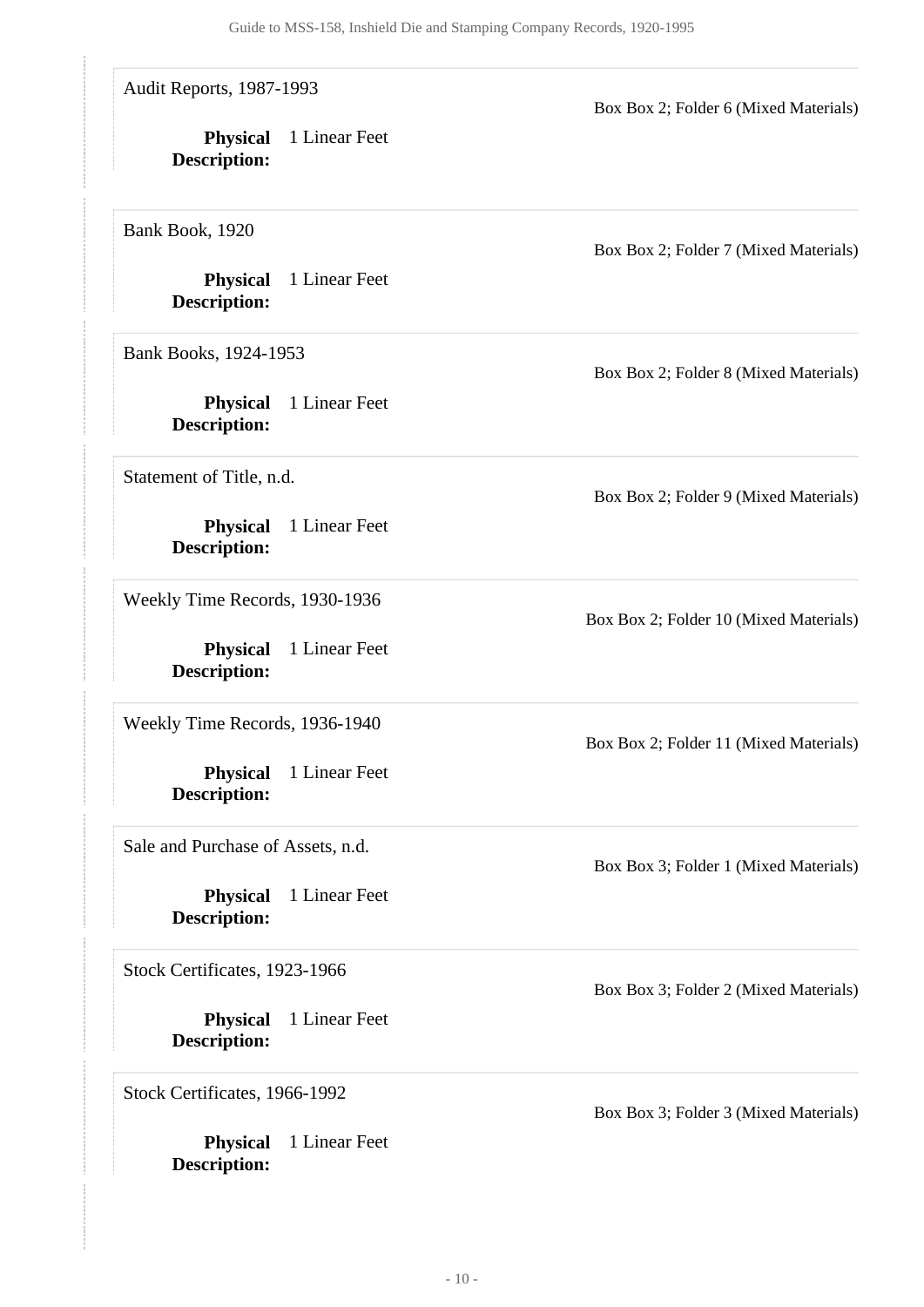Audit Reports, 1987-1993

Box Box 2; Folder 6 (Mixed Materials)

**Physical Description:** 1 Linear Feet

Bank Book, 1920

Box Box 2; Folder 7 (Mixed Materials)

**Physical Description:** 1 Linear Feet

Bank Books, 1924-1953

Box Box 2; Folder 8 (Mixed Materials)

**Physical Description:** 1 Linear Feet

Statement of Title, n.d.

Box Box 2; Folder 9 (Mixed Materials)

**Physical Description:** 1 Linear Feet

Weekly Time Records, 1930-1936

Box Box 2; Folder 10 (Mixed Materials)

**Physical Description:** 1 Linear Feet

Weekly Time Records, 1936-1940

Box Box 2; Folder 11 (Mixed Materials)

**Physical Description:** 1 Linear Feet

Sale and Purchase of Assets, n.d.

Box Box 3; Folder 1 (Mixed Materials)

**Physical Description:** 1 Linear Feet

Stock Certificates, 1923-1966

Box Box 3; Folder 2 (Mixed Materials)

**Physical Description:** 1 Linear Feet

Stock Certificates, 1966-1992

Box Box 3; Folder 3 (Mixed Materials)

**Physical Description:** 1 Linear Feet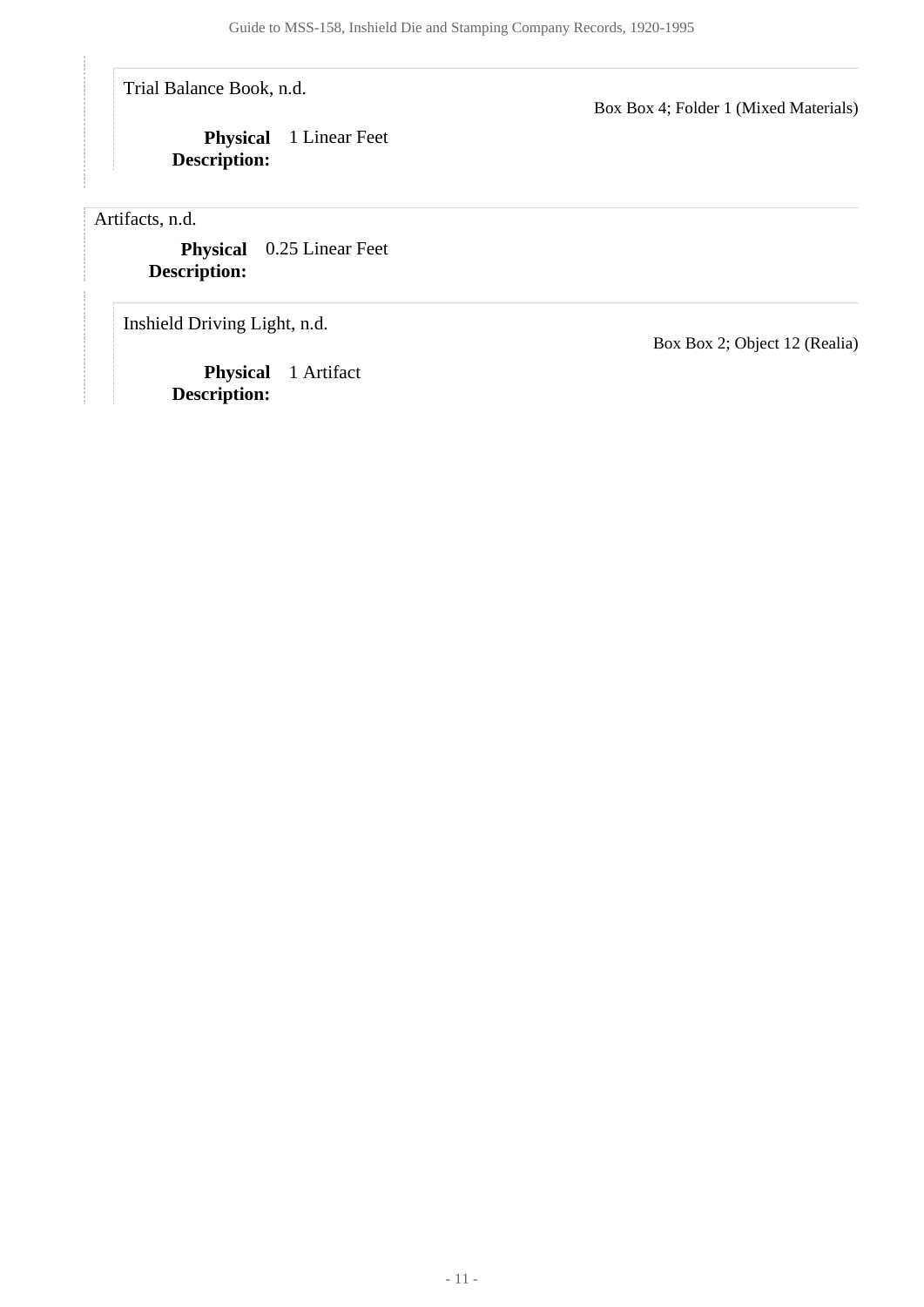Trial Balance Book, n.d.

Box Box 4; Folder 1 (Mixed Materials)

**Physical Description:** 1 Linear Feet

Artifacts, n.d.

**Physical Description:** 0.25 Linear Feet

Inshield Driving Light, n.d.

Box Box 2; Object 12 (Realia)

**Physical Description:** 1 Artifact